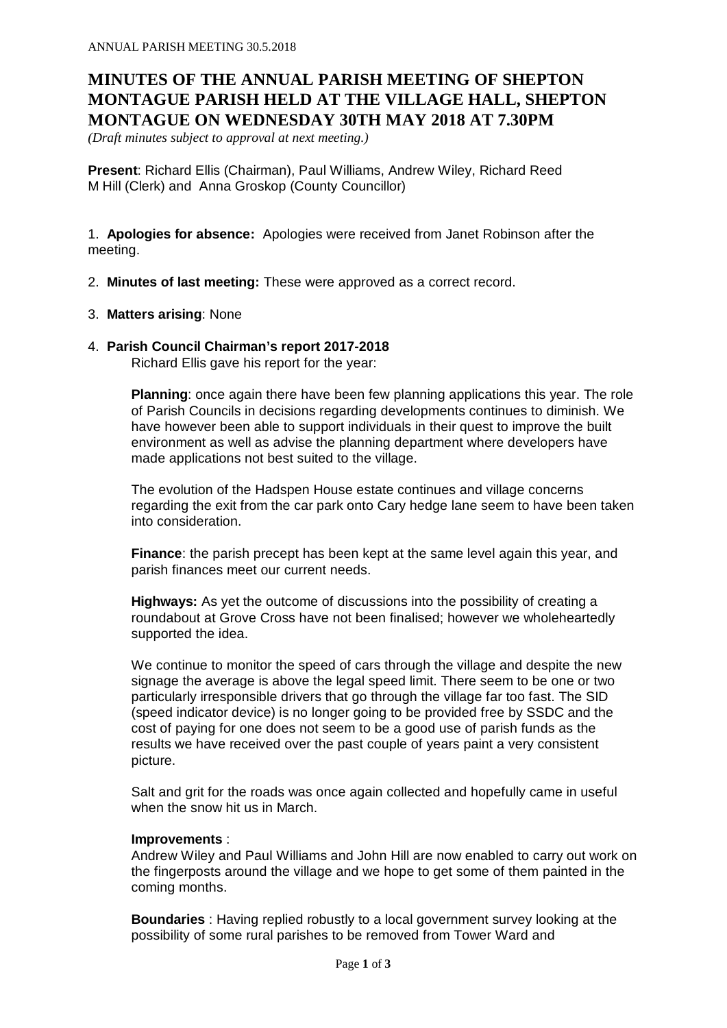# MINUTES OF THE ANNUAL PARISH MEETING OF SHEPTON MONTAGUE PARISH HELD AT THE VILLAGE HALL, SHEPTON MONTAGUE ON WEDNESDAY 30TH MAY 2018 AT 7.30PM

*(Draft minutes subject to approval at next meeting.)*

**Present**: Richard Ellis (Chairman), Paul Williams, Andrew Wiley, Richard Reed M Hill (Clerk) and Anna Groskop (County Councillor)

1. **Apologies for absence:** Apologies were received from Janet Robinson after the meeting.

2. **Minutes of last meeting:** These were approved as a correct record.

3. **Matters arising**: None

4. **Parish Council Chairman's report 2017-2018**

   Richard Ellis gave his report for the year:

   **Planning**: once again there have been few planning applications this year. The role of Parish Councils in decisions regarding developments continues to diminish. We have however been able to support individuals in their quest to improve the built environment as well as advise the planning department where developers have made applications not best suited to the village.

   The evolution of the Hadspen House estate continues and village concerns regarding the exit from the car park onto Cary hedge lane seem to have been taken into consideration.

   **Finance**: the parish precept has been kept at the same level again this year, and parish finances meet our current needs.

   **Highways:** As yet the outcome of discussions into the possibility of creating a roundabout at Grove Cross have not been finalised; however we wholeheartedly supported the idea.

   We continue to monitor the speed of cars through the village and despite the new signage the average is above the legal speed limit. There seem to be one or two particularly irresponsible drivers that go through the village far too fast. The SID (speed indicator device) is no longer going to be provided free by SSDC and the cost of paying for one does not seem to be a good use of parish funds as the results we have received over the past couple of years paint a very consistent picture.

   Salt and grit for the roads was once again collected and hopefully came in useful when the snow hit us in March.

   **Improvements** :
   Andrew Wiley and Paul Williams and John Hill are now enabled to carry out work on the fingerposts around the village and we hope to get some of them painted in the coming months.

   **Boundaries** : Having replied robustly to a local government survey looking at the possibility of some rural parishes to be removed from Tower Ward and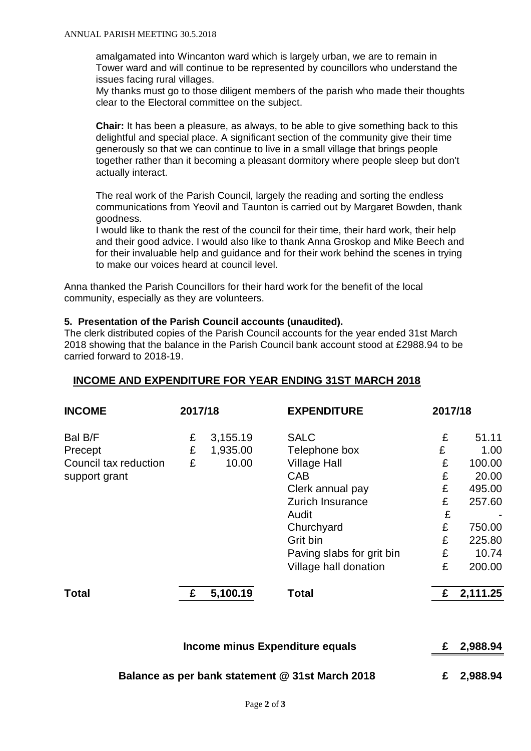amalgamated into Wincanton ward which is largely urban, we are to remain in Tower ward and will continue to be represented by councillors who understand the issues facing rural villages.
My thanks must go to those diligent members of the parish who made their thoughts clear to the Electoral committee on the subject.

**Chair:** It has been a pleasure, as always, to be able to give something back to this delightful and special place. A significant section of the community give their time generously so that we can continue to live in a small village that brings people together rather than it becoming a pleasant dormitory where people sleep but don't actually interact.

The real work of the Parish Council, largely the reading and sorting the endless communications from Yeovil and Taunton is carried out by Margaret Bowden, thank goodness.
I would like to thank the rest of the council for their time, their hard work, their help and their good advice. I would also like to thank Anna Groskop and Mike Beech and for their invaluable help and guidance and for their work behind the scenes in trying to make our voices heard at council level.

Anna thanked the Parish Councillors for their hard work for the benefit of the local community, especially as they are volunteers.

**5. Presentation of the Parish Council accounts (unaudited).**

The clerk distributed copies of the Parish Council accounts for the year ended 31st March 2018 showing that the balance in the Parish Council bank account stood at £2988.94 to be carried forward to 2018-19.

## INCOME AND EXPENDITURE FOR YEAR ENDING 31ST MARCH 2018

| INCOME | 2017/18 | | EXPENDITURE | 2017/18 | |
|---|---|---|---|---|---|
| Bal B/F | £ | 3,155.19 | SALC | £ | 51.11 |
| Precept | £ | 1,935.00 | Telephone box | £ | 1.00 |
| Council tax reduction support grant | £ | 10.00 | Village Hall | £ | 100.00 |
| | | | CAB | £ | 20.00 |
| | | | Clerk annual pay | £ | 495.00 |
| | | | Zurich Insurance | £ | 257.60 |
| | | | Audit | £ | - |
| | | | Churchyard | £ | 750.00 |
| | | | Grit bin | £ | 225.80 |
| | | | Paving slabs for grit bin | £ | 10.74 |
| | | | Village hall donation | £ | 200.00 |
| **Total** | **£** | **5,100.19** | **Total** | **£** | **2,111.25** |

**Income minus Expenditure equals £ 2,988.94**

**Balance as per bank statement @ 31st March 2018 £ 2,988.94**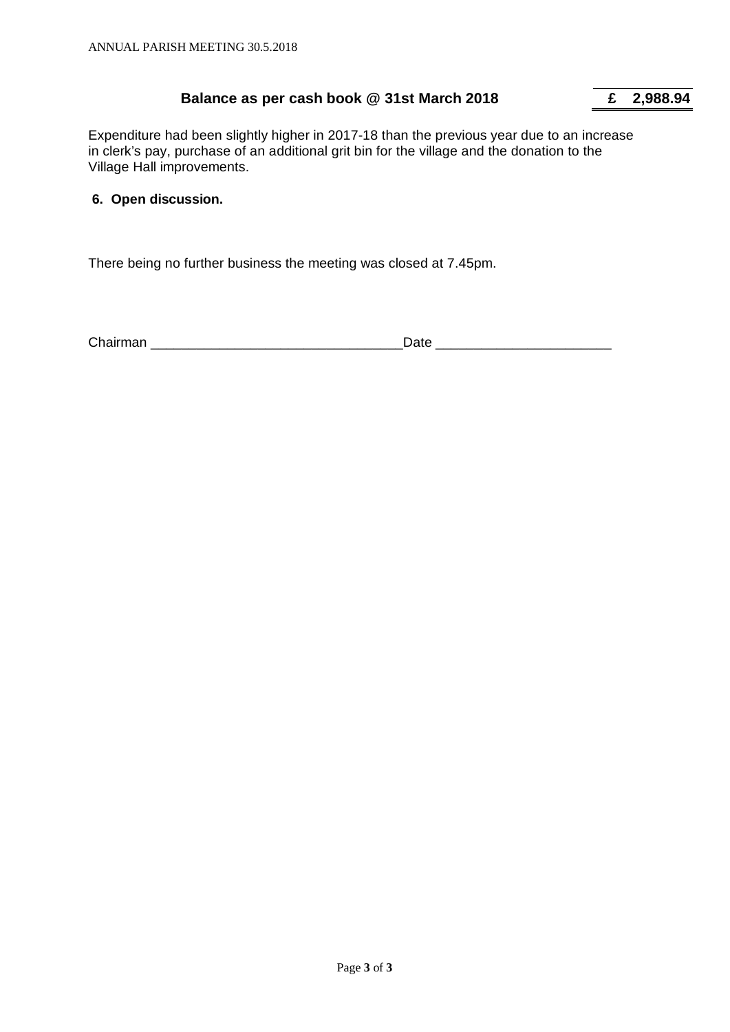**Balance as per cash book @ 31st March 2018** **£ 2,988.94**

Expenditure had been slightly higher in 2017-18 than the previous year due to an increase in clerk's pay, purchase of an additional grit bin for the village and the donation to the Village Hall improvements.

**6. Open discussion.**

There being no further business the meeting was closed at 7.45pm.

Chairman _________________________________Date _______________________